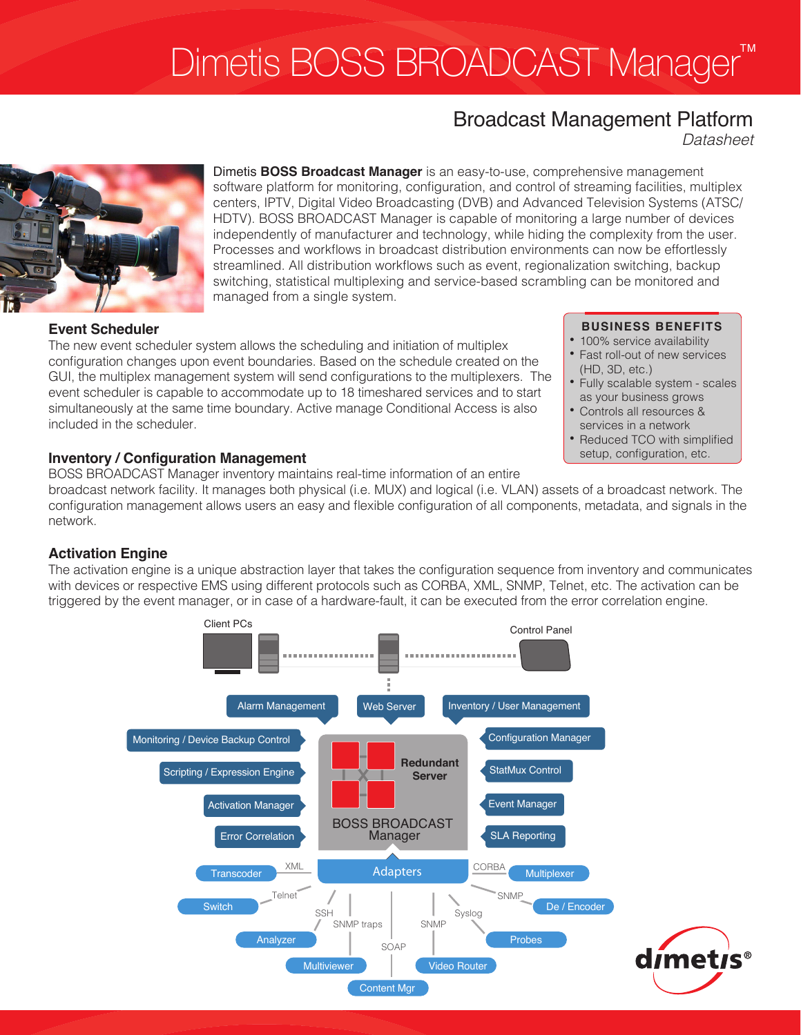# Dimetis BOSS BROADCAST Manager™

## Broadcast Management Platform

*Datasheet*

Dimetis **BOSS Broadcast Manager** is an easy-to-use, comprehensive management software platform for monitoring, configuration, and control of streaming facilities, multiplex centers, IPTV, Digital Video Broadcasting (DVB) and Advanced Television Systems (ATSC/HDTV). BOSS BROADCAST Manager is capable of monitoring a large number of devices independently of manufacturer and technology, while hiding the complexity from the user. Processes and workflows in broadcast distribution environments can now be effortlessly streamlined. All distribution workflows such as event, regionalization switching, backup switching, statistical multiplexing and service-based scrambling can be monitored and managed from a single system.

### Event Scheduler

The new event scheduler system allows the scheduling and initiation of multiplex configuration changes upon event boundaries. Based on the schedule created on the GUI, the multiplex management system will send configurations to the multiplexers. The event scheduler is capable to accommodate up to 18 timeshared services and to start simultaneously at the same time boundary. Active manage Conditional Access is also included in the scheduler.

**BUSINESS BENEFITS**

- 100% service availability
- Fast roll-out of new services (HD, 3D, etc.)
- Fully scalable system - scales as your business grows
- Controls all resources & services in a network
- Reduced TCO with simplified setup, configuration, etc.

### Inventory / Configuration Management

BOSS BROADCAST Manager inventory maintains real-time information of an entire broadcast network facility. It manages both physical (i.e. MUX) and logical (i.e. VLAN) assets of a broadcast network. The configuration management allows users an easy and flexible configuration of all components, metadata, and signals in the network.

### Activation Engine

The activation engine is a unique abstraction layer that takes the configuration sequence from inventory and communicates with devices or respective EMS using different protocols such as CORBA, XML, SNMP, Telnet, etc. The activation can be triggered by the event manager, or in case of a hardware-fault, it can be executed from the error correlation engine.

Client PCs | Control Panel

Alarm Management | Web Server | Inventory / User Management

Monitoring / Device Backup Control | Scripting / Expression Engine | Activation Manager | Error Correlation

Redundant Server — BOSS BROADCAST Manager

Configuration Manager | StatMux Control | Event Manager | SLA Reporting

Adapters

Transcoder (XML) | Switch (Telnet) | Analyzer (SSH) | Multiviewer (SNMP traps) | Content Mgr (SOAP) | Video Router (SNMP) | Probes (Syslog) | De / Encoder (SNMP) | Multiplexer (CORBA)

dimetis®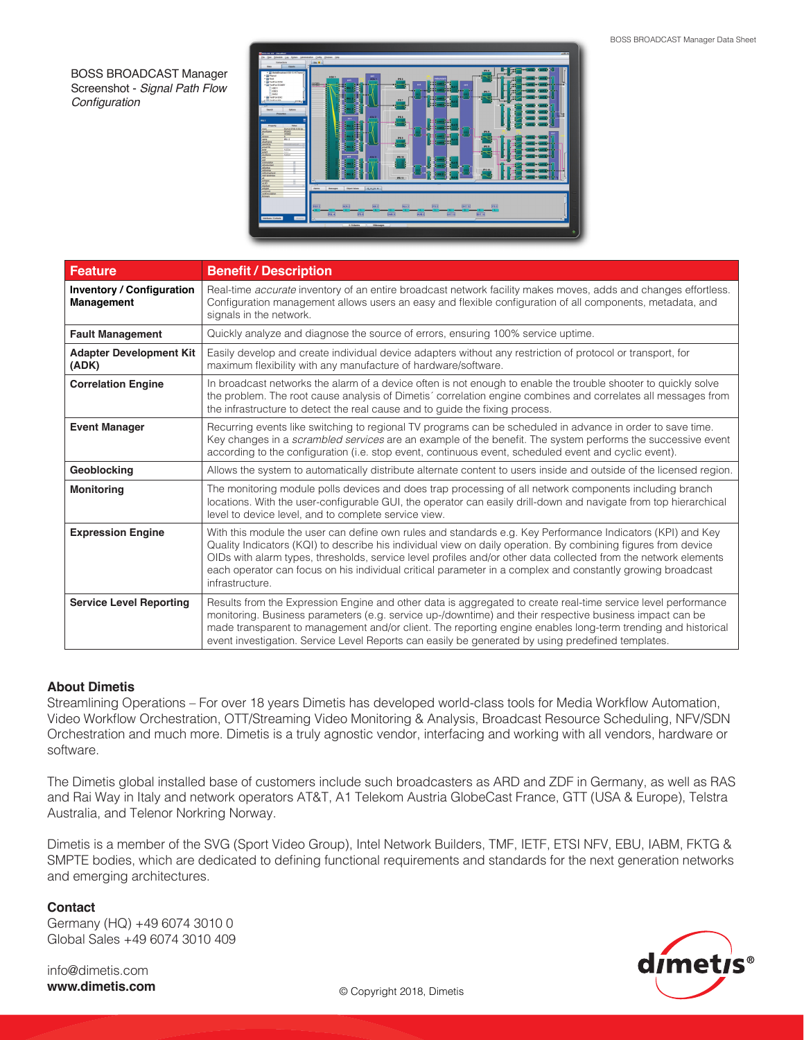BOSS BROADCAST Manager Screenshot - *Signal Path Flow Configuration*

| Feature | Benefit / Description |
|---|---|
| **Inventory / Configuration Management** | Real-time *accurate* inventory of an entire broadcast network facility makes moves, adds and changes effortless. Configuration management allows users an easy and flexible configuration of all components, metadata, and signals in the network. |
| **Fault Management** | Quickly analyze and diagnose the source of errors, ensuring 100% service uptime. |
| **Adapter Development Kit (ADK)** | Easily develop and create individual device adapters without any restriction of protocol or transport, for maximum flexibility with any manufacture of hardware/software. |
| **Correlation Engine** | In broadcast networks the alarm of a device often is not enough to enable the trouble shooter to quickly solve the problem. The root cause analysis of Dimetis´ correlation engine combines and correlates all messages from the infrastructure to detect the real cause and to guide the fixing process. |
| **Event Manager** | Recurring events like switching to regional TV programs can be scheduled in advance in order to save time. Key changes in a *scrambled services* are an example of the benefit. The system performs the successive event according to the configuration (i.e. stop event, continuous event, scheduled event and cyclic event). |
| **Geoblocking** | Allows the system to automatically distribute alternate content to users inside and outside of the licensed region. |
| **Monitoring** | The monitoring module polls devices and does trap processing of all network components including branch locations. With the user-configurable GUI, the operator can easily drill-down and navigate from top hierarchical level to device level, and to complete service view. |
| **Expression Engine** | With this module the user can define own rules and standards e.g. Key Performance Indicators (KPI) and Key Quality Indicators (KQI) to describe his individual view on daily operation. By combining figures from device OIDs with alarm types, thresholds, service level profiles and/or other data collected from the network elements each operator can focus on his individual critical parameter in a complex and constantly growing broadcast infrastructure. |
| **Service Level Reporting** | Results from the Expression Engine and other data is aggregated to create real-time service level performance monitoring. Business parameters (e.g. service up-/downtime) and their respective business impact can be made transparent to management and/or client. The reporting engine enables long-term trending and historical event investigation. Service Level Reports can easily be generated by using predefined templates. |

### About Dimetis

Streamlining Operations – For over 18 years Dimetis has developed world-class tools for Media Workflow Automation, Video Workflow Orchestration, OTT/Streaming Video Monitoring & Analysis, Broadcast Resource Scheduling, NFV/SDN Orchestration and much more. Dimetis is a truly agnostic vendor, interfacing and working with all vendors, hardware or software.

The Dimetis global installed base of customers include such broadcasters as ARD and ZDF in Germany, as well as RAS and Rai Way in Italy and network operators AT&T, A1 Telekom Austria GlobeCast France, GTT (USA & Europe), Telstra Australia, and Telenor Norkring Norway.

Dimetis is a member of the SVG (Sport Video Group), Intel Network Builders, TMF, IETF, ETSI NFV, EBU, IABM, FKTG & SMPTE bodies, which are dedicated to defining functional requirements and standards for the next generation networks and emerging architectures.

### Contact

Germany (HQ) +49 6074 3010 0
Global Sales +49 6074 3010 409

info@dimetis.com
**www.dimetis.com**

© Copyright 2018, Dimetis